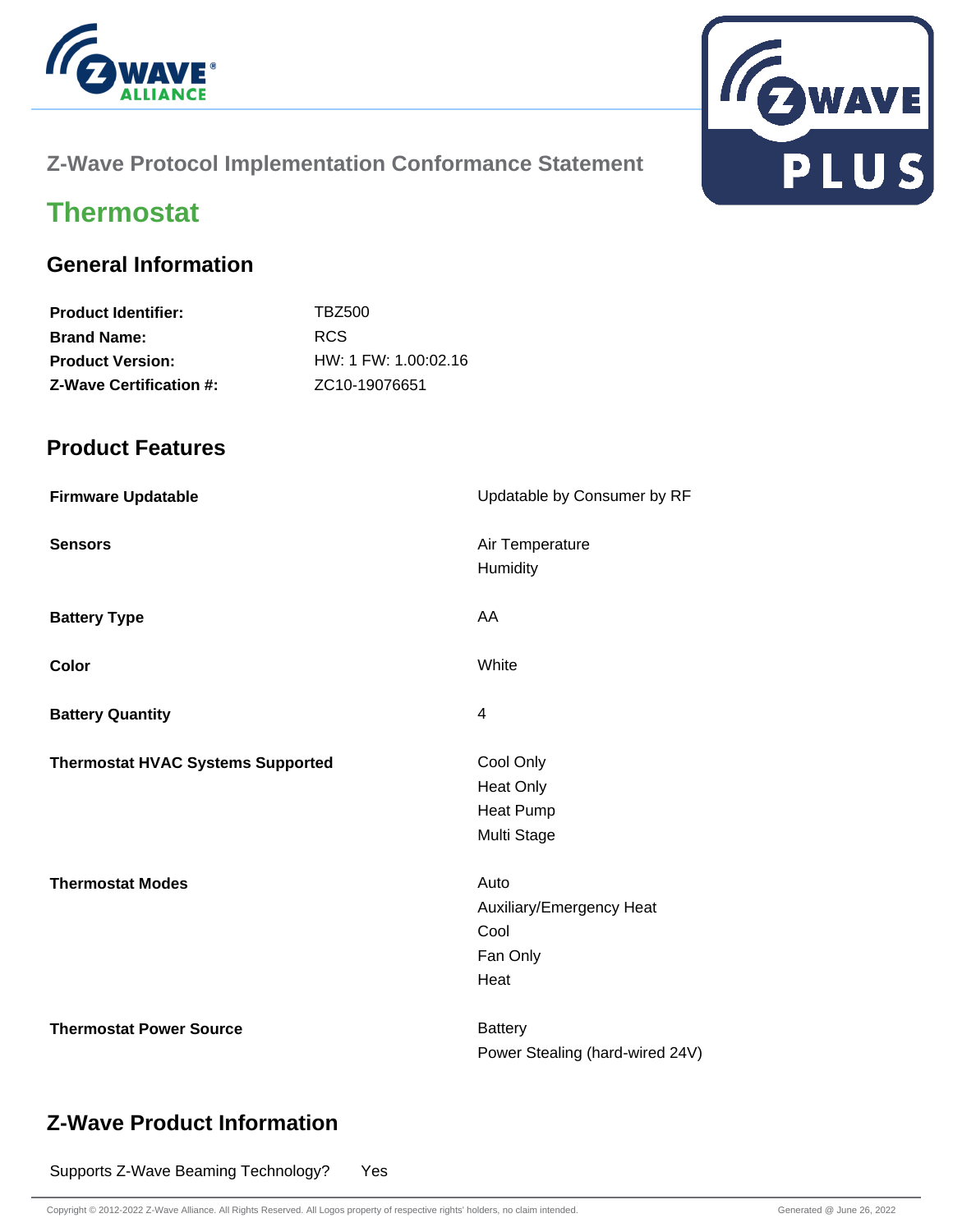Z-Wave Protocol Implementation Conformance Statement

# Thermostat

## General Information

| | |
|---|---|
| **Product Identifier:** | TBZ500 |
| **Brand Name:** | RCS |
| **Product Version:** | HW: 1 FW: 1.00:02.16 |
| **Z-Wave Certification #:** | ZC10-19076651 |

## Product Features

| | |
|---|---|
| **Firmware Updatable** | Updatable by Consumer by RF |
| **Sensors** | Air Temperature<br>Humidity |
| **Battery Type** | AA |
| **Color** | White |
| **Battery Quantity** | 4 |
| **Thermostat HVAC Systems Supported** | Cool Only<br>Heat Only<br>Heat Pump<br>Multi Stage |
| **Thermostat Modes** | Auto<br>Auxiliary/Emergency Heat<br>Cool<br>Fan Only<br>Heat |
| **Thermostat Power Source** | Battery<br>Power Stealing (hard-wired 24V) |

## Z-Wave Product Information

Supports Z-Wave Beaming Technology? Yes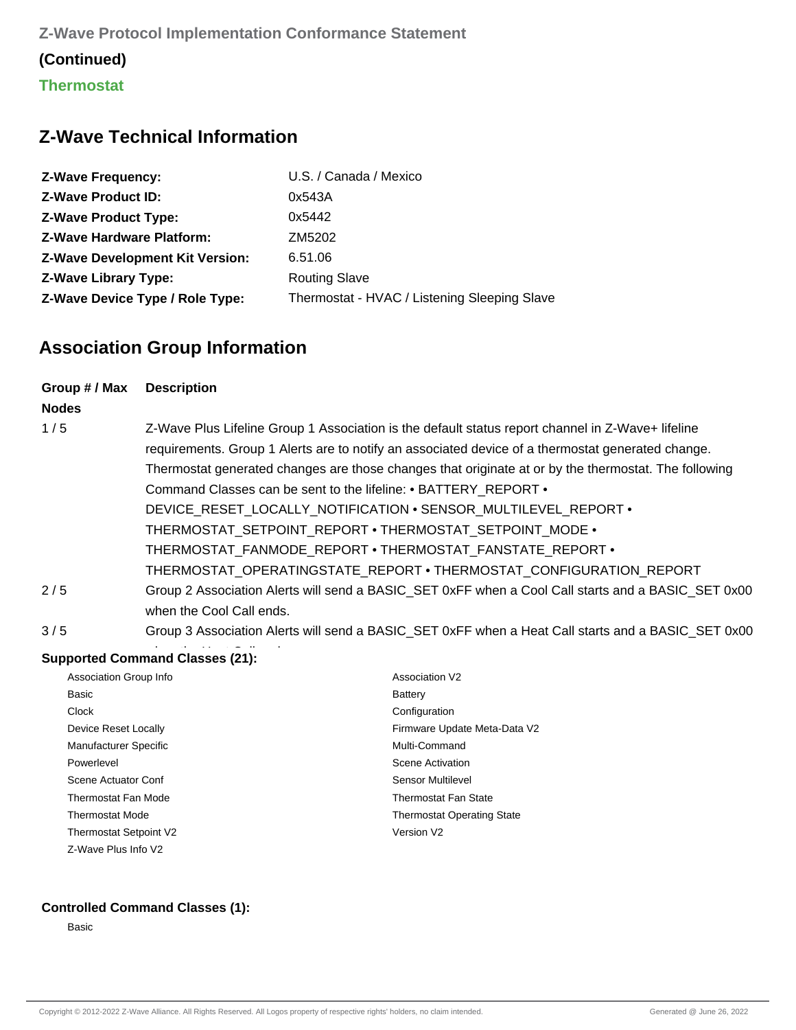Z-Wave Protocol Implementation Conformance Statement

**(Continued)**

**Thermostat**

## Z-Wave Technical Information

| | |
|---|---|
| **Z-Wave Frequency:** | U.S. / Canada / Mexico |
| **Z-Wave Product ID:** | 0x543A |
| **Z-Wave Product Type:** | 0x5442 |
| **Z-Wave Hardware Platform:** | ZM5202 |
| **Z-Wave Development Kit Version:** | 6.51.06 |
| **Z-Wave Library Type:** | Routing Slave |
| **Z-Wave Device Type / Role Type:** | Thermostat - HVAC / Listening Sleeping Slave |

## Association Group Information

| Group # / Max Nodes | Description |
|---|---|
| 1 / 5 | Z-Wave Plus Lifeline Group 1 Association is the default status report channel in Z-Wave+ lifeline requirements. Group 1 Alerts are to notify an associated device of a thermostat generated change. Thermostat generated changes are those changes that originate at or by the thermostat. The following Command Classes can be sent to the lifeline: • BATTERY_REPORT • DEVICE_RESET_LOCALLY_NOTIFICATION • SENSOR_MULTILEVEL_REPORT • THERMOSTAT_SETPOINT_REPORT • THERMOSTAT_SETPOINT_MODE • THERMOSTAT_FANMODE_REPORT • THERMOSTAT_FANSTATE_REPORT • THERMOSTAT_OPERATINGSTATE_REPORT • THERMOSTAT_CONFIGURATION_REPORT |
| 2 / 5 | Group 2 Association Alerts will send a BASIC_SET 0xFF when a Cool Call starts and a BASIC_SET 0x00 when the Cool Call ends. |
| 3 / 5 | Group 3 Association Alerts will send a BASIC_SET 0xFF when a Heat Call starts and a BASIC_SET 0x00 when the Heat Call ends. |

**Supported Command Classes (21):**

- Association Group Info
- Association V2
- Basic
- Battery
- Clock
- Configuration
- Device Reset Locally
- Firmware Update Meta-Data V2
- Manufacturer Specific
- Multi-Command
- Powerlevel
- Scene Activation
- Scene Actuator Conf
- Sensor Multilevel
- Thermostat Fan Mode
- Thermostat Fan State
- Thermostat Mode
- Thermostat Operating State
- Thermostat Setpoint V2
- Version V2
- Z-Wave Plus Info V2

**Controlled Command Classes (1):**

- Basic